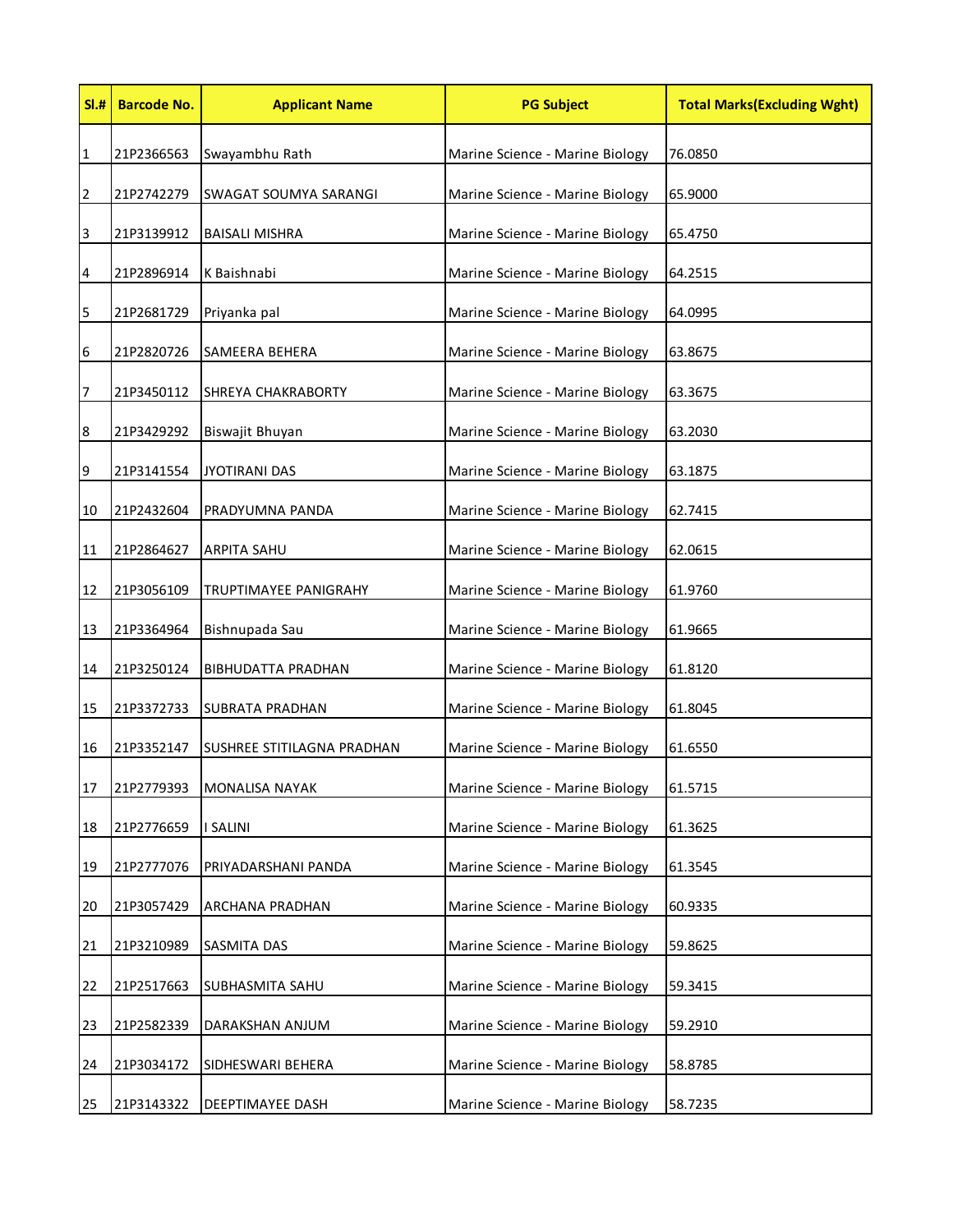| Sl.# | Barcode No. | Applicant Name | PG Subject | Total Marks(Excluding Wght) |
|---|---|---|---|---|
| 1 | 21P2366563 | Swayambhu Rath | Marine Science - Marine Biology | 76.0850 |
| 2 | 21P2742279 | SWAGAT SOUMYA SARANGI | Marine Science - Marine Biology | 65.9000 |
| 3 | 21P3139912 | BAISALI MISHRA | Marine Science - Marine Biology | 65.4750 |
| 4 | 21P2896914 | K Baishnabi | Marine Science - Marine Biology | 64.2515 |
| 5 | 21P2681729 | Priyanka pal | Marine Science - Marine Biology | 64.0995 |
| 6 | 21P2820726 | SAMEERA BEHERA | Marine Science - Marine Biology | 63.8675 |
| 7 | 21P3450112 | SHREYA CHAKRABORTY | Marine Science - Marine Biology | 63.3675 |
| 8 | 21P3429292 | Biswajit Bhuyan | Marine Science - Marine Biology | 63.2030 |
| 9 | 21P3141554 | JYOTIRANI DAS | Marine Science - Marine Biology | 63.1875 |
| 10 | 21P2432604 | PRADYUMNA PANDA | Marine Science - Marine Biology | 62.7415 |
| 11 | 21P2864627 | ARPITA SAHU | Marine Science - Marine Biology | 62.0615 |
| 12 | 21P3056109 | TRUPTIMAYEE PANIGRAHY | Marine Science - Marine Biology | 61.9760 |
| 13 | 21P3364964 | Bishnupada Sau | Marine Science - Marine Biology | 61.9665 |
| 14 | 21P3250124 | BIBHUDATTA PRADHAN | Marine Science - Marine Biology | 61.8120 |
| 15 | 21P3372733 | SUBRATA PRADHAN | Marine Science - Marine Biology | 61.8045 |
| 16 | 21P3352147 | SUSHREE STITILAGNA PRADHAN | Marine Science - Marine Biology | 61.6550 |
| 17 | 21P2779393 | MONALISA NAYAK | Marine Science - Marine Biology | 61.5715 |
| 18 | 21P2776659 | I SALINI | Marine Science - Marine Biology | 61.3625 |
| 19 | 21P2777076 | PRIYADARSHANI PANDA | Marine Science - Marine Biology | 61.3545 |
| 20 | 21P3057429 | ARCHANA PRADHAN | Marine Science - Marine Biology | 60.9335 |
| 21 | 21P3210989 | SASMITA DAS | Marine Science - Marine Biology | 59.8625 |
| 22 | 21P2517663 | SUBHASMITA SAHU | Marine Science - Marine Biology | 59.3415 |
| 23 | 21P2582339 | DARAKSHAN ANJUM | Marine Science - Marine Biology | 59.2910 |
| 24 | 21P3034172 | SIDHESWARI BEHERA | Marine Science - Marine Biology | 58.8785 |
| 25 | 21P3143322 | DEEPTIMAYEE DASH | Marine Science - Marine Biology | 58.7235 |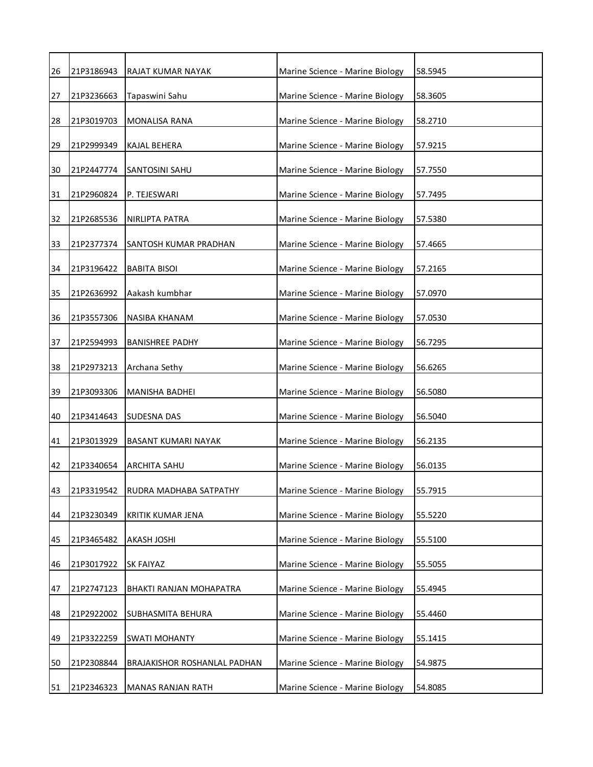| 26 | 21P3186943 | RAJAT KUMAR NAYAK | Marine Science - Marine Biology | 58.5945 |
|---|---|---|---|---|
| 27 | 21P3236663 | Tapaswini Sahu | Marine Science - Marine Biology | 58.3605 |
| 28 | 21P3019703 | MONALISA RANA | Marine Science - Marine Biology | 58.2710 |
| 29 | 21P2999349 | KAJAL BEHERA | Marine Science - Marine Biology | 57.9215 |
| 30 | 21P2447774 | SANTOSINI SAHU | Marine Science - Marine Biology | 57.7550 |
| 31 | 21P2960824 | P. TEJESWARI | Marine Science - Marine Biology | 57.7495 |
| 32 | 21P2685536 | NIRLIPTA PATRA | Marine Science - Marine Biology | 57.5380 |
| 33 | 21P2377374 | SANTOSH KUMAR PRADHAN | Marine Science - Marine Biology | 57.4665 |
| 34 | 21P3196422 | BABITA BISOI | Marine Science - Marine Biology | 57.2165 |
| 35 | 21P2636992 | Aakash kumbhar | Marine Science - Marine Biology | 57.0970 |
| 36 | 21P3557306 | NASIBA KHANAM | Marine Science - Marine Biology | 57.0530 |
| 37 | 21P2594993 | BANISHREE PADHY | Marine Science - Marine Biology | 56.7295 |
| 38 | 21P2973213 | Archana Sethy | Marine Science - Marine Biology | 56.6265 |
| 39 | 21P3093306 | MANISHA BADHEI | Marine Science - Marine Biology | 56.5080 |
| 40 | 21P3414643 | SUDESNA DAS | Marine Science - Marine Biology | 56.5040 |
| 41 | 21P3013929 | BASANT KUMARI NAYAK | Marine Science - Marine Biology | 56.2135 |
| 42 | 21P3340654 | ARCHITA SAHU | Marine Science - Marine Biology | 56.0135 |
| 43 | 21P3319542 | RUDRA MADHABA SATPATHY | Marine Science - Marine Biology | 55.7915 |
| 44 | 21P3230349 | KRITIK KUMAR JENA | Marine Science - Marine Biology | 55.5220 |
| 45 | 21P3465482 | AKASH JOSHI | Marine Science - Marine Biology | 55.5100 |
| 46 | 21P3017922 | SK FAIYAZ | Marine Science - Marine Biology | 55.5055 |
| 47 | 21P2747123 | BHAKTI RANJAN MOHAPATRA | Marine Science - Marine Biology | 55.4945 |
| 48 | 21P2922002 | SUBHASMITA BEHURA | Marine Science - Marine Biology | 55.4460 |
| 49 | 21P3322259 | SWATI MOHANTY | Marine Science - Marine Biology | 55.1415 |
| 50 | 21P2308844 | BRAJAKISHOR ROSHANLAL PADHAN | Marine Science - Marine Biology | 54.9875 |
| 51 | 21P2346323 | MANAS RANJAN RATH | Marine Science - Marine Biology | 54.8085 |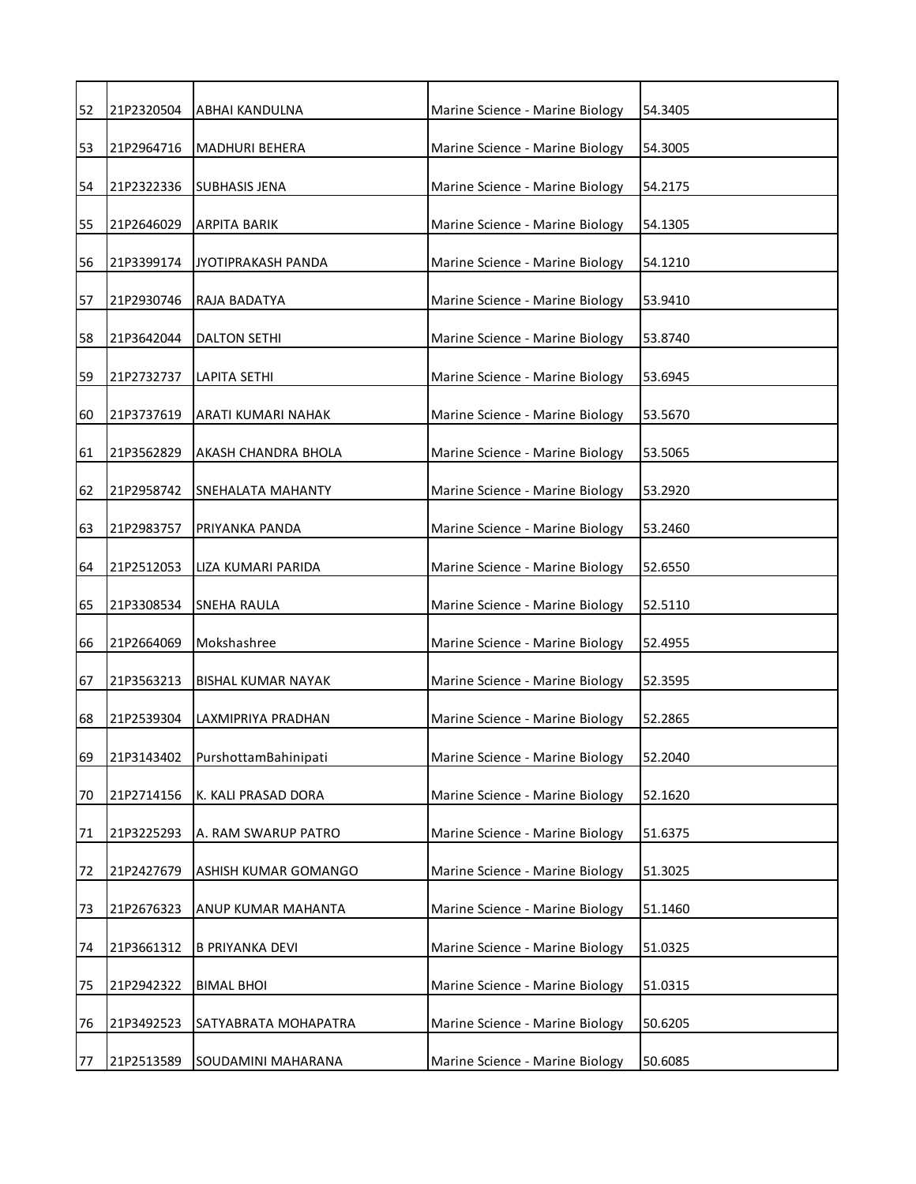| | | | | |
|---|---|---|---|---|
| 52 | 21P2320504 | ABHAI KANDULNA | Marine Science - Marine Biology | 54.3405 |
| 53 | 21P2964716 | MADHURI BEHERA | Marine Science - Marine Biology | 54.3005 |
| 54 | 21P2322336 | SUBHASIS JENA | Marine Science - Marine Biology | 54.2175 |
| 55 | 21P2646029 | ARPITA BARIK | Marine Science - Marine Biology | 54.1305 |
| 56 | 21P3399174 | JYOTIPRAKASH PANDA | Marine Science - Marine Biology | 54.1210 |
| 57 | 21P2930746 | RAJA BADATYA | Marine Science - Marine Biology | 53.9410 |
| 58 | 21P3642044 | DALTON SETHI | Marine Science - Marine Biology | 53.8740 |
| 59 | 21P2732737 | LAPITA SETHI | Marine Science - Marine Biology | 53.6945 |
| 60 | 21P3737619 | ARATI KUMARI NAHAK | Marine Science - Marine Biology | 53.5670 |
| 61 | 21P3562829 | AKASH CHANDRA BHOLA | Marine Science - Marine Biology | 53.5065 |
| 62 | 21P2958742 | SNEHALATA MAHANTY | Marine Science - Marine Biology | 53.2920 |
| 63 | 21P2983757 | PRIYANKA PANDA | Marine Science - Marine Biology | 53.2460 |
| 64 | 21P2512053 | LIZA KUMARI PARIDA | Marine Science - Marine Biology | 52.6550 |
| 65 | 21P3308534 | SNEHA RAULA | Marine Science - Marine Biology | 52.5110 |
| 66 | 21P2664069 | Mokshashree | Marine Science - Marine Biology | 52.4955 |
| 67 | 21P3563213 | BISHAL KUMAR NAYAK | Marine Science - Marine Biology | 52.3595 |
| 68 | 21P2539304 | LAXMIPRIYA PRADHAN | Marine Science - Marine Biology | 52.2865 |
| 69 | 21P3143402 | PurshottamBahinipati | Marine Science - Marine Biology | 52.2040 |
| 70 | 21P2714156 | K. KALI PRASAD DORA | Marine Science - Marine Biology | 52.1620 |
| 71 | 21P3225293 | A. RAM SWARUP PATRO | Marine Science - Marine Biology | 51.6375 |
| 72 | 21P2427679 | ASHISH KUMAR GOMANGO | Marine Science - Marine Biology | 51.3025 |
| 73 | 21P2676323 | ANUP KUMAR MAHANTA | Marine Science - Marine Biology | 51.1460 |
| 74 | 21P3661312 | B PRIYANKA DEVI | Marine Science - Marine Biology | 51.0325 |
| 75 | 21P2942322 | BIMAL BHOI | Marine Science - Marine Biology | 51.0315 |
| 76 | 21P3492523 | SATYABRATA MOHAPATRA | Marine Science - Marine Biology | 50.6205 |
| 77 | 21P2513589 | SOUDAMINI MAHARANA | Marine Science - Marine Biology | 50.6085 |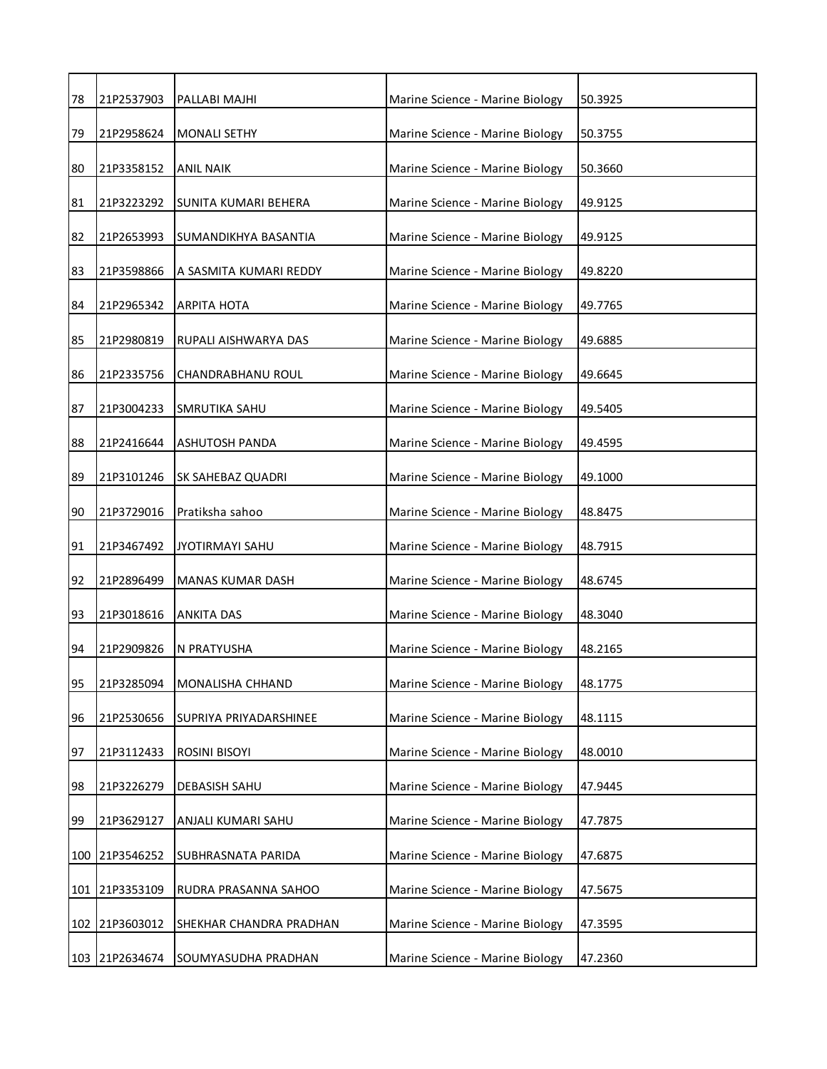| | | | | |
|---|---|---|---|---|
| 78 | 21P2537903 | PALLABI MAJHI | Marine Science - Marine Biology | 50.3925 |
| 79 | 21P2958624 | MONALI SETHY | Marine Science - Marine Biology | 50.3755 |
| 80 | 21P3358152 | ANIL NAIK | Marine Science - Marine Biology | 50.3660 |
| 81 | 21P3223292 | SUNITA KUMARI BEHERA | Marine Science - Marine Biology | 49.9125 |
| 82 | 21P2653993 | SUMANDIKHYA BASANTIA | Marine Science - Marine Biology | 49.9125 |
| 83 | 21P3598866 | A SASMITA KUMARI REDDY | Marine Science - Marine Biology | 49.8220 |
| 84 | 21P2965342 | ARPITA HOTA | Marine Science - Marine Biology | 49.7765 |
| 85 | 21P2980819 | RUPALI AISHWARYA DAS | Marine Science - Marine Biology | 49.6885 |
| 86 | 21P2335756 | CHANDRABHANU ROUL | Marine Science - Marine Biology | 49.6645 |
| 87 | 21P3004233 | SMRUTIKA SAHU | Marine Science - Marine Biology | 49.5405 |
| 88 | 21P2416644 | ASHUTOSH PANDA | Marine Science - Marine Biology | 49.4595 |
| 89 | 21P3101246 | SK SAHEBAZ QUADRI | Marine Science - Marine Biology | 49.1000 |
| 90 | 21P3729016 | Pratiksha sahoo | Marine Science - Marine Biology | 48.8475 |
| 91 | 21P3467492 | JYOTIRMAYI SAHU | Marine Science - Marine Biology | 48.7915 |
| 92 | 21P2896499 | MANAS KUMAR DASH | Marine Science - Marine Biology | 48.6745 |
| 93 | 21P3018616 | ANKITA DAS | Marine Science - Marine Biology | 48.3040 |
| 94 | 21P2909826 | N PRATYUSHA | Marine Science - Marine Biology | 48.2165 |
| 95 | 21P3285094 | MONALISHA CHHAND | Marine Science - Marine Biology | 48.1775 |
| 96 | 21P2530656 | SUPRIYA PRIYADARSHINEE | Marine Science - Marine Biology | 48.1115 |
| 97 | 21P3112433 | ROSINI BISOYI | Marine Science - Marine Biology | 48.0010 |
| 98 | 21P3226279 | DEBASISH SAHU | Marine Science - Marine Biology | 47.9445 |
| 99 | 21P3629127 | ANJALI KUMARI SAHU | Marine Science - Marine Biology | 47.7875 |
| 100 | 21P3546252 | SUBHRASNATA PARIDA | Marine Science - Marine Biology | 47.6875 |
| 101 | 21P3353109 | RUDRA PRASANNA SAHOO | Marine Science - Marine Biology | 47.5675 |
| 102 | 21P3603012 | SHEKHAR CHANDRA PRADHAN | Marine Science - Marine Biology | 47.3595 |
| 103 | 21P2634674 | SOUMYASUDHA PRADHAN | Marine Science - Marine Biology | 47.2360 |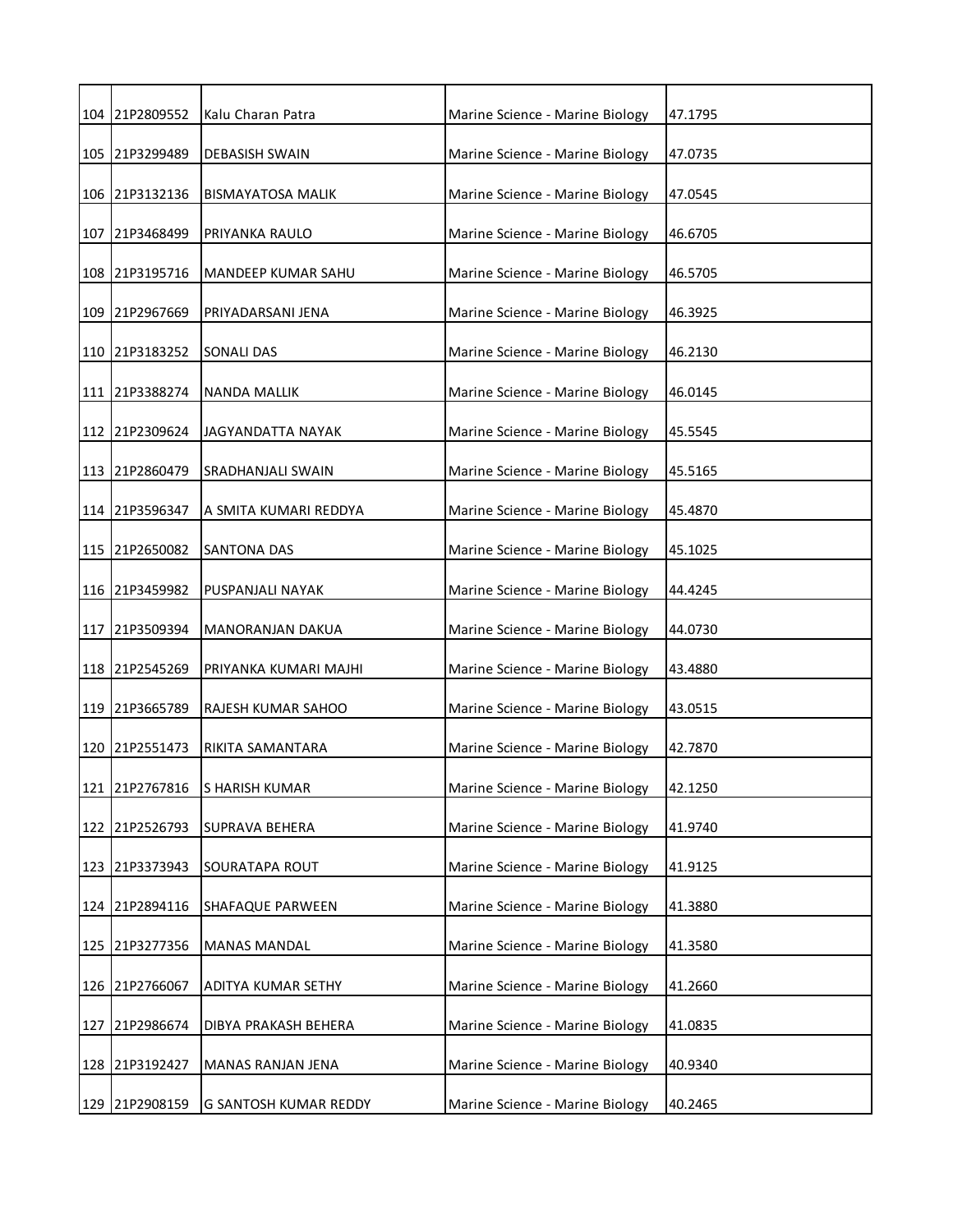| 104 | 21P2809552 | Kalu Charan Patra | Marine Science - Marine Biology | 47.1795 |
|---|---|---|---|---|
| 105 | 21P3299489 | DEBASISH SWAIN | Marine Science - Marine Biology | 47.0735 |
| 106 | 21P3132136 | BISMAYATOSA MALIK | Marine Science - Marine Biology | 47.0545 |
| 107 | 21P3468499 | PRIYANKA RAULO | Marine Science - Marine Biology | 46.6705 |
| 108 | 21P3195716 | MANDEEP KUMAR SAHU | Marine Science - Marine Biology | 46.5705 |
| 109 | 21P2967669 | PRIYADARSANI JENA | Marine Science - Marine Biology | 46.3925 |
| 110 | 21P3183252 | SONALI DAS | Marine Science - Marine Biology | 46.2130 |
| 111 | 21P3388274 | NANDA MALLIK | Marine Science - Marine Biology | 46.0145 |
| 112 | 21P2309624 | JAGYANDATTA NAYAK | Marine Science - Marine Biology | 45.5545 |
| 113 | 21P2860479 | SRADHANJALI SWAIN | Marine Science - Marine Biology | 45.5165 |
| 114 | 21P3596347 | A SMITA KUMARI REDDYA | Marine Science - Marine Biology | 45.4870 |
| 115 | 21P2650082 | SANTONA DAS | Marine Science - Marine Biology | 45.1025 |
| 116 | 21P3459982 | PUSPANJALI NAYAK | Marine Science - Marine Biology | 44.4245 |
| 117 | 21P3509394 | MANORANJAN DAKUA | Marine Science - Marine Biology | 44.0730 |
| 118 | 21P2545269 | PRIYANKA KUMARI MAJHI | Marine Science - Marine Biology | 43.4880 |
| 119 | 21P3665789 | RAJESH KUMAR SAHOO | Marine Science - Marine Biology | 43.0515 |
| 120 | 21P2551473 | RIKITA SAMANTARA | Marine Science - Marine Biology | 42.7870 |
| 121 | 21P2767816 | S HARISH KUMAR | Marine Science - Marine Biology | 42.1250 |
| 122 | 21P2526793 | SUPRAVA BEHERA | Marine Science - Marine Biology | 41.9740 |
| 123 | 21P3373943 | SOURATAPA ROUT | Marine Science - Marine Biology | 41.9125 |
| 124 | 21P2894116 | SHAFAQUE PARWEEN | Marine Science - Marine Biology | 41.3880 |
| 125 | 21P3277356 | MANAS MANDAL | Marine Science - Marine Biology | 41.3580 |
| 126 | 21P2766067 | ADITYA KUMAR SETHY | Marine Science - Marine Biology | 41.2660 |
| 127 | 21P2986674 | DIBYA PRAKASH BEHERA | Marine Science - Marine Biology | 41.0835 |
| 128 | 21P3192427 | MANAS RANJAN JENA | Marine Science - Marine Biology | 40.9340 |
| 129 | 21P2908159 | G SANTOSH KUMAR REDDY | Marine Science - Marine Biology | 40.2465 |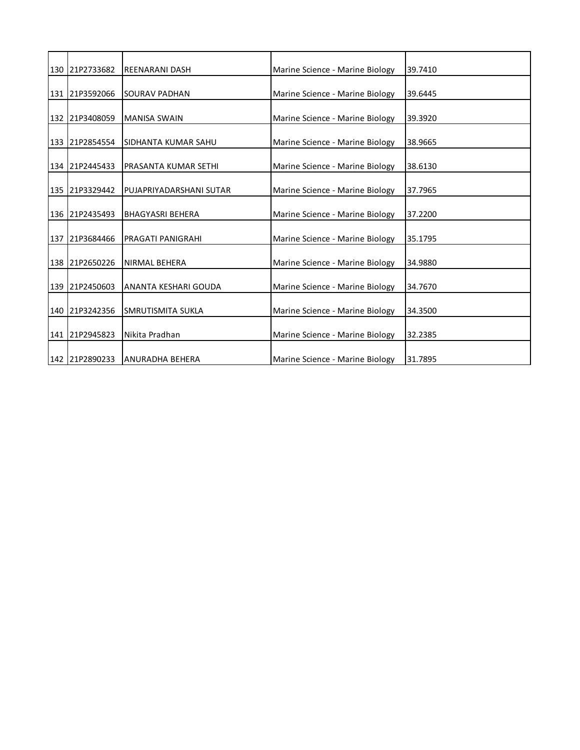| | | | | |
|---|---|---|---|---|
| 130 | 21P2733682 | REENARANI DASH | Marine Science - Marine Biology | 39.7410 |
| 131 | 21P3592066 | SOURAV PADHAN | Marine Science - Marine Biology | 39.6445 |
| 132 | 21P3408059 | MANISA SWAIN | Marine Science - Marine Biology | 39.3920 |
| 133 | 21P2854554 | SIDHANTA KUMAR SAHU | Marine Science - Marine Biology | 38.9665 |
| 134 | 21P2445433 | PRASANTA KUMAR SETHI | Marine Science - Marine Biology | 38.6130 |
| 135 | 21P3329442 | PUJAPRIYADARSHANI SUTAR | Marine Science - Marine Biology | 37.7965 |
| 136 | 21P2435493 | BHAGYASRI BEHERA | Marine Science - Marine Biology | 37.2200 |
| 137 | 21P3684466 | PRAGATI PANIGRAHI | Marine Science - Marine Biology | 35.1795 |
| 138 | 21P2650226 | NIRMAL BEHERA | Marine Science - Marine Biology | 34.9880 |
| 139 | 21P2450603 | ANANTA KESHARI GOUDA | Marine Science - Marine Biology | 34.7670 |
| 140 | 21P3242356 | SMRUTISMITA SUKLA | Marine Science - Marine Biology | 34.3500 |
| 141 | 21P2945823 | Nikita Pradhan | Marine Science - Marine Biology | 32.2385 |
| 142 | 21P2890233 | ANURADHA BEHERA | Marine Science - Marine Biology | 31.7895 |